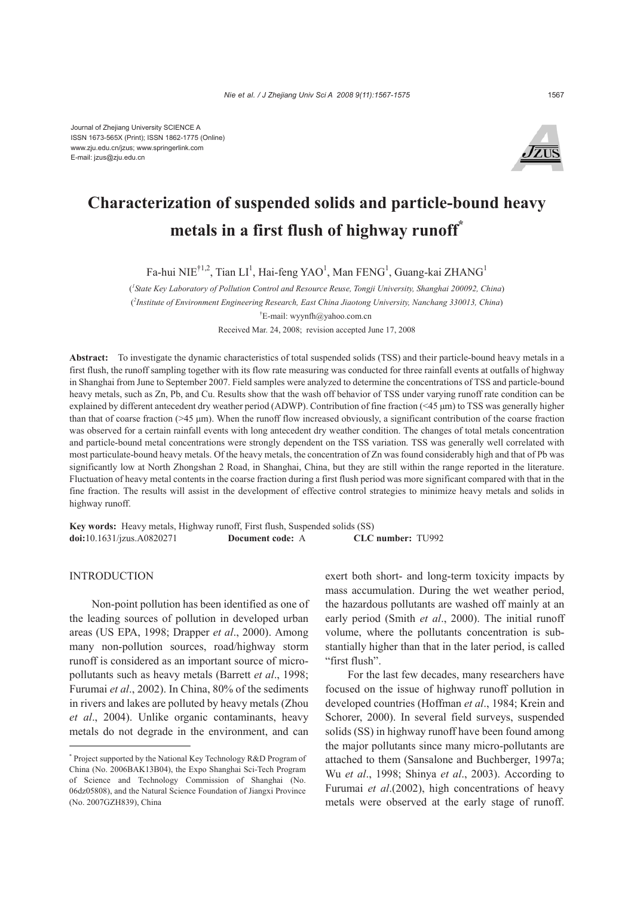Journal of Zhejiang University SCIENCE A
ISSN 1673-565X (Print); ISSN 1862-1775 (Online)
www.zju.edu.cn/jzus; www.springerlink.com
E-mail: jzus@zju.edu.cn

# Characterization of suspended solids and particle-bound heavy metals in a first flush of highway runoff*

Fa-hui NIE†[1,2], Tian LI[1], Hai-feng YAO[1], Man FENG[1], Guang-kai ZHANG[1]

([1]*State Key Laboratory of Pollution Control and Resource Reuse, Tongji University, Shanghai 200092, China*)

([2]*Institute of Environment Engineering Research, East China Jiaotong University, Nanchang 330013, China*)

†E-mail: wyynfh@yahoo.com.cn

Received Mar. 24, 2008; revision accepted June 17, 2008

**Abstract:** To investigate the dynamic characteristics of total suspended solids (TSS) and their particle-bound heavy metals in a first flush, the runoff sampling together with its flow rate measuring was conducted for three rainfall events at outfalls of highway in Shanghai from June to September 2007. Field samples were analyzed to determine the concentrations of TSS and particle-bound heavy metals, such as Zn, Pb, and Cu. Results show that the wash off behavior of TSS under varying runoff rate condition can be explained by different antecedent dry weather period (ADWP). Contribution of fine fraction (<45 μm) to TSS was generally higher than that of coarse fraction (>45 μm). When the runoff flow increased obviously, a significant contribution of the coarse fraction was observed for a certain rainfall events with long antecedent dry weather condition. The changes of total metals concentration and particle-bound metal concentrations were strongly dependent on the TSS variation. TSS was generally well correlated with most particulate-bound heavy metals. Of the heavy metals, the concentration of Zn was found considerably high and that of Pb was significantly low at North Zhongshan 2 Road, in Shanghai, China, but they are still within the range reported in the literature. Fluctuation of heavy metal contents in the coarse fraction during a first flush period was more significant compared with that in the fine fraction. The results will assist in the development of effective control strategies to minimize heavy metals and solids in highway runoff.

**Key words:** Heavy metals, Highway runoff, First flush, Suspended solids (SS)
**doi:**10.1631/jzus.A0820271 **Document code:** A **CLC number:** TU992

## INTRODUCTION

Non-point pollution has been identified as one of the leading sources of pollution in developed urban areas (US EPA, 1998; Drapper *et al*., 2000). Among many non-pollution sources, road/highway storm runoff is considered as an important source of micro-pollutants such as heavy metals (Barrett *et al*., 1998; Furumai *et al*., 2002). In China, 80% of the sediments in rivers and lakes are polluted by heavy metals (Zhou *et al*., 2004). Unlike organic contaminants, heavy metals do not degrade in the environment, and can exert both short- and long-term toxicity impacts by mass accumulation. During the wet weather period, the hazardous pollutants are washed off mainly at an early period (Smith *et al*., 2000). The initial runoff volume, where the pollutants concentration is substantially higher than that in the later period, is called "first flush".

For the last few decades, many researchers have focused on the issue of highway runoff pollution in developed countries (Hoffman *et al*., 1984; Krein and Schorer, 2000). In several field surveys, suspended solids (SS) in highway runoff have been found among the major pollutants since many micro-pollutants are attached to them (Sansalone and Buchberger, 1997a; Wu *et al*., 1998; Shinya *et al*., 2003). According to Furumai *et al*.(2002), high concentrations of heavy metals were observed at the early stage of runoff.

---

\* Project supported by the National Key Technology R&D Program of China (No. 2006BAK13B04), the Expo Shanghai Sci-Tech Program of Science and Technology Commission of Shanghai (No. 06dz05808), and the Natural Science Foundation of Jiangxi Province (No. 2007GZH839), China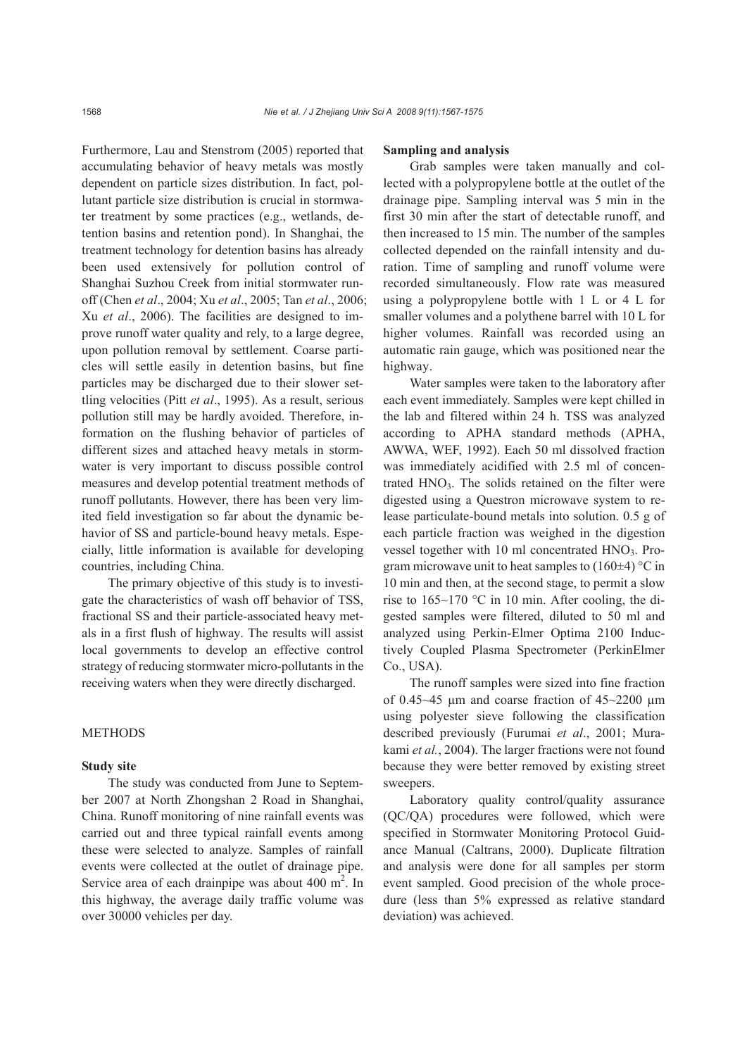Furthermore, Lau and Stenstrom (2005) reported that accumulating behavior of heavy metals was mostly dependent on particle sizes distribution. In fact, pollutant particle size distribution is crucial in stormwater treatment by some practices (e.g., wetlands, detention basins and retention pond). In Shanghai, the treatment technology for detention basins has already been used extensively for pollution control of Shanghai Suzhou Creek from initial stormwater runoff (Chen *et al*., 2004; Xu *et al*., 2005; Tan *et al*., 2006; Xu *et al*., 2006). The facilities are designed to improve runoff water quality and rely, to a large degree, upon pollution removal by settlement. Coarse particles will settle easily in detention basins, but fine particles may be discharged due to their slower settling velocities (Pitt *et al*., 1995). As a result, serious pollution still may be hardly avoided. Therefore, information on the flushing behavior of particles of different sizes and attached heavy metals in stormwater is very important to discuss possible control measures and develop potential treatment methods of runoff pollutants. However, there has been very limited field investigation so far about the dynamic behavior of SS and particle-bound heavy metals. Especially, little information is available for developing countries, including China.

The primary objective of this study is to investigate the characteristics of wash off behavior of TSS, fractional SS and their particle-associated heavy metals in a first flush of highway. The results will assist local governments to develop an effective control strategy of reducing stormwater micro-pollutants in the receiving waters when they were directly discharged.

## METHODS

### Study site

The study was conducted from June to September 2007 at North Zhongshan 2 Road in Shanghai, China. Runoff monitoring of nine rainfall events was carried out and three typical rainfall events among these were selected to analyze. Samples of rainfall events were collected at the outlet of drainage pipe. Service area of each drainpipe was about 400 $m^2$. In this highway, the average daily traffic volume was over 30000 vehicles per day.

### Sampling and analysis

Grab samples were taken manually and collected with a polypropylene bottle at the outlet of the drainage pipe. Sampling interval was 5 min in the first 30 min after the start of detectable runoff, and then increased to 15 min. The number of the samples collected depended on the rainfall intensity and duration. Time of sampling and runoff volume were recorded simultaneously. Flow rate was measured using a polypropylene bottle with 1 L or 4 L for smaller volumes and a polythene barrel with 10 L for higher volumes. Rainfall was recorded using an automatic rain gauge, which was positioned near the highway.

Water samples were taken to the laboratory after each event immediately. Samples were kept chilled in the lab and filtered within 24 h. TSS was analyzed according to APHA standard methods (APHA, AWWA, WEF, 1992). Each 50 ml dissolved fraction was immediately acidified with 2.5 ml of concentrated $HNO_3$. The solids retained on the filter were digested using a Questron microwave system to release particulate-bound metals into solution. 0.5 g of each particle fraction was weighed in the digestion vessel together with 10 ml concentrated $HNO_3$. Program microwave unit to heat samples to (160±4) °C in 10 min and then, at the second stage, to permit a slow rise to 165~170 °C in 10 min. After cooling, the digested samples were filtered, diluted to 50 ml and analyzed using Perkin-Elmer Optima 2100 Inductively Coupled Plasma Spectrometer (PerkinElmer Co., USA).

The runoff samples were sized into fine fraction of 0.45~45 μm and coarse fraction of 45~2200 μm using polyester sieve following the classification described previously (Furumai *et al*., 2001; Murakami *et al.*, 2004). The larger fractions were not found because they were better removed by existing street sweepers.

Laboratory quality control/quality assurance (QC/QA) procedures were followed, which were specified in Stormwater Monitoring Protocol Guidance Manual (Caltrans, 2000). Duplicate filtration and analysis were done for all samples per storm event sampled. Good precision of the whole procedure (less than 5% expressed as relative standard deviation) was achieved.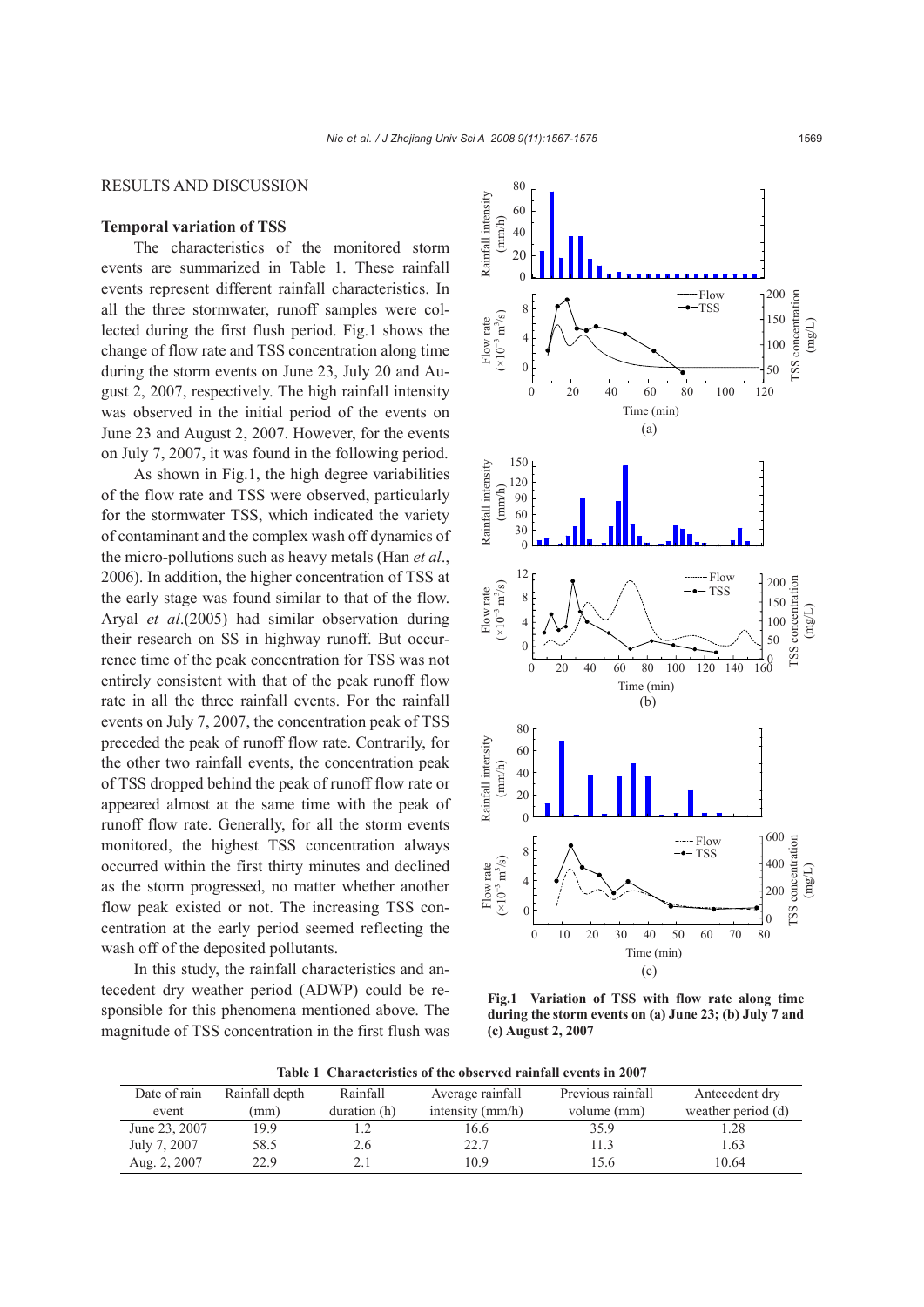## RESULTS AND DISCUSSION

### Temporal variation of TSS

The characteristics of the monitored storm events are summarized in Table 1. These rainfall events represent different rainfall characteristics. In all the three stormwater, runoff samples were collected during the first flush period. Fig.1 shows the change of flow rate and TSS concentration along time during the storm events on June 23, July 20 and August 2, 2007, respectively. The high rainfall intensity was observed in the initial period of the events on June 23 and August 2, 2007. However, for the events on July 7, 2007, it was found in the following period.

As shown in Fig.1, the high degree variabilities of the flow rate and TSS were observed, particularly for the stormwater TSS, which indicated the variety of contaminant and the complex wash off dynamics of the micro-pollutions such as heavy metals (Han *et al*., 2006). In addition, the higher concentration of TSS at the early stage was found similar to that of the flow. Aryal *et al*.(2005) had similar observation during their research on SS in highway runoff. But occurrence time of the peak concentration for TSS was not entirely consistent with that of the peak runoff flow rate in all the three rainfall events. For the rainfall events on July 7, 2007, the concentration peak of TSS preceded the peak of runoff flow rate. Contrarily, for the other two rainfall events, the concentration peak of TSS dropped behind the peak of runoff flow rate or appeared almost at the same time with the peak of runoff flow rate. Generally, for all the storm events monitored, the highest TSS concentration always occurred within the first thirty minutes and declined as the storm progressed, no matter whether another flow peak existed or not. The increasing TSS concentration at the early period seemed reflecting the wash off of the deposited pollutants.

In this study, the rainfall characteristics and antecedent dry weather period (ADWP) could be responsible for this phenomena mentioned above. The magnitude of TSS concentration in the first flush was

**Fig.1 Variation of TSS with flow rate along time during the storm events on (a) June 23; (b) July 7 and (c) August 2, 2007**

**Table 1 Characteristics of the observed rainfall events in 2007**

| Date of rain event | Rainfall depth (mm) | Rainfall duration (h) | Average rainfall intensity (mm/h) | Previous rainfall volume (mm) | Antecedent dry weather period (d) |
|---|---|---|---|---|---|
| June 23, 2007 | 19.9 | 1.2 | 16.6 | 35.9 | 1.28 |
| July 7, 2007 | 58.5 | 2.6 | 22.7 | 11.3 | 1.63 |
| Aug. 2, 2007 | 22.9 | 2.1 | 10.9 | 15.6 | 10.64 |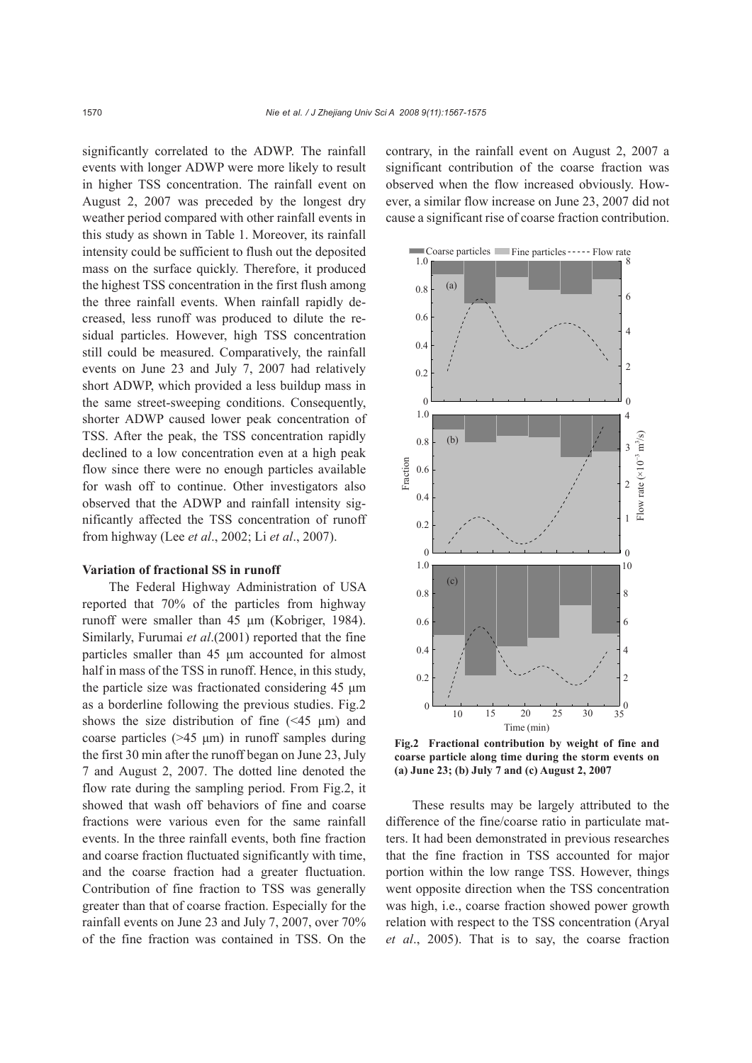significantly correlated to the ADWP. The rainfall events with longer ADWP were more likely to result in higher TSS concentration. The rainfall event on August 2, 2007 was preceded by the longest dry weather period compared with other rainfall events in this study as shown in Table 1. Moreover, its rainfall intensity could be sufficient to flush out the deposited mass on the surface quickly. Therefore, it produced the highest TSS concentration in the first flush among the three rainfall events. When rainfall rapidly decreased, less runoff was produced to dilute the residual particles. However, high TSS concentration still could be measured. Comparatively, the rainfall events on June 23 and July 7, 2007 had relatively short ADWP, which provided a less buildup mass in the same street-sweeping conditions. Consequently, shorter ADWP caused lower peak concentration of TSS. After the peak, the TSS concentration rapidly declined to a low concentration even at a high peak flow since there were no enough particles available for wash off to continue. Other investigators also observed that the ADWP and rainfall intensity significantly affected the TSS concentration of runoff from highway (Lee *et al*., 2002; Li *et al*., 2007).

**Variation of fractional SS in runoff**

The Federal Highway Administration of USA reported that 70% of the particles from highway runoff were smaller than 45 μm (Kobriger, 1984). Similarly, Furumai *et al*.(2001) reported that the fine particles smaller than 45 μm accounted for almost half in mass of the TSS in runoff. Hence, in this study, the particle size was fractionated considering 45 μm as a borderline following the previous studies. Fig.2 shows the size distribution of fine (<45 μm) and coarse particles (>45 μm) in runoff samples during the first 30 min after the runoff began on June 23, July 7 and August 2, 2007. The dotted line denoted the flow rate during the sampling period. From Fig.2, it showed that wash off behaviors of fine and coarse fractions were various even for the same rainfall events. In the three rainfall events, both fine fraction and coarse fraction fluctuated significantly with time, and the coarse fraction had a greater fluctuation. Contribution of fine fraction to TSS was generally greater than that of coarse fraction. Especially for the rainfall events on June 23 and July 7, 2007, over 70% of the fine fraction was contained in TSS. On the contrary, in the rainfall event on August 2, 2007 a significant contribution of the coarse fraction was observed when the flow increased obviously. However, a similar flow increase on June 23, 2007 did not cause a significant rise of coarse fraction contribution.

**Fig.2 Fractional contribution by weight of fine and coarse particle along time during the storm events on (a) June 23; (b) July 7 and (c) August 2, 2007**

These results may be largely attributed to the difference of the fine/coarse ratio in particulate matters. It had been demonstrated in previous researches that the fine fraction in TSS accounted for major portion within the low range TSS. However, things went opposite direction when the TSS concentration was high, i.e., coarse fraction showed power growth relation with respect to the TSS concentration (Aryal *et al*., 2005). That is to say, the coarse fraction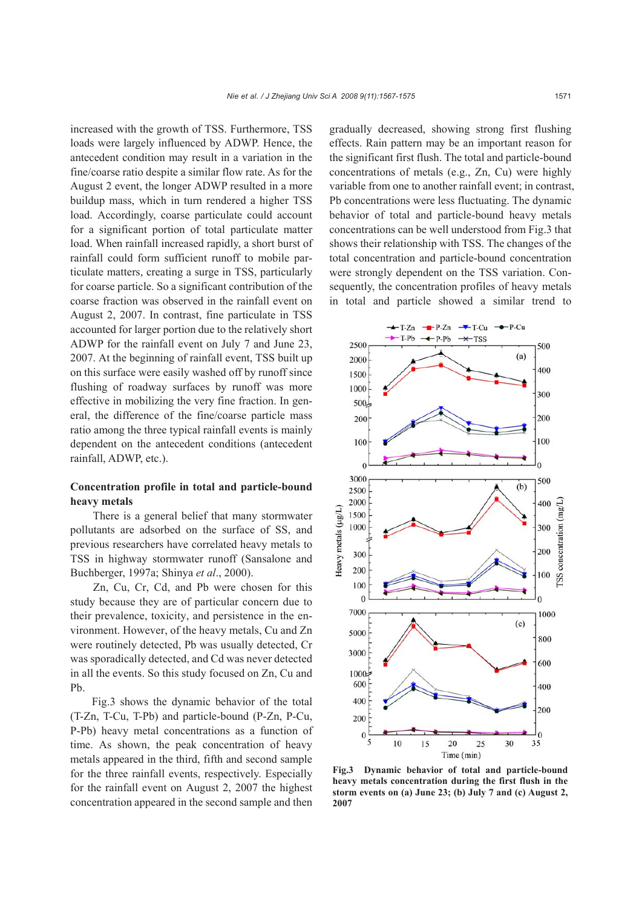increased with the growth of TSS. Furthermore, TSS loads were largely influenced by ADWP. Hence, the antecedent condition may result in a variation in the fine/coarse ratio despite a similar flow rate. As for the August 2 event, the longer ADWP resulted in a more buildup mass, which in turn rendered a higher TSS load. Accordingly, coarse particulate could account for a significant portion of total particulate matter load. When rainfall increased rapidly, a short burst of rainfall could form sufficient runoff to mobile particulate matters, creating a surge in TSS, particularly for coarse particle. So a significant contribution of the coarse fraction was observed in the rainfall event on August 2, 2007. In contrast, fine particulate in TSS accounted for larger portion due to the relatively short ADWP for the rainfall event on July 7 and June 23, 2007. At the beginning of rainfall event, TSS built up on this surface were easily washed off by runoff since flushing of roadway surfaces by runoff was more effective in mobilizing the very fine fraction. In general, the difference of the fine/coarse particle mass ratio among the three typical rainfall events is mainly dependent on the antecedent conditions (antecedent rainfall, ADWP, etc.).

**Concentration profile in total and particle-bound heavy metals**

There is a general belief that many stormwater pollutants are adsorbed on the surface of SS, and previous researchers have correlated heavy metals to TSS in highway stormwater runoff (Sansalone and Buchberger, 1997a; Shinya *et al*., 2000).

Zn, Cu, Cr, Cd, and Pb were chosen for this study because they are of particular concern due to their prevalence, toxicity, and persistence in the environment. However, of the heavy metals, Cu and Zn were routinely detected, Pb was usually detected, Cr was sporadically detected, and Cd was never detected in all the events. So this study focused on Zn, Cu and Pb.

Fig.3 shows the dynamic behavior of the total (T-Zn, T-Cu, T-Pb) and particle-bound (P-Zn, P-Cu, P-Pb) heavy metal concentrations as a function of time. As shown, the peak concentration of heavy metals appeared in the third, fifth and second sample for the three rainfall events, respectively. Especially for the rainfall event on August 2, 2007 the highest concentration appeared in the second sample and then gradually decreased, showing strong first flushing effects. Rain pattern may be an important reason for the significant first flush. The total and particle-bound concentrations of metals (e.g., Zn, Cu) were highly variable from one to another rainfall event; in contrast, Pb concentrations were less fluctuating. The dynamic behavior of total and particle-bound heavy metals concentrations can be well understood from Fig.3 that shows their relationship with TSS. The changes of the total concentration and particle-bound concentration were strongly dependent on the TSS variation. Consequently, the concentration profiles of heavy metals in total and particle showed a similar trend to

**Fig.3 Dynamic behavior of total and particle-bound heavy metals concentration during the first flush in the storm events on (a) June 23; (b) July 7 and (c) August 2, 2007**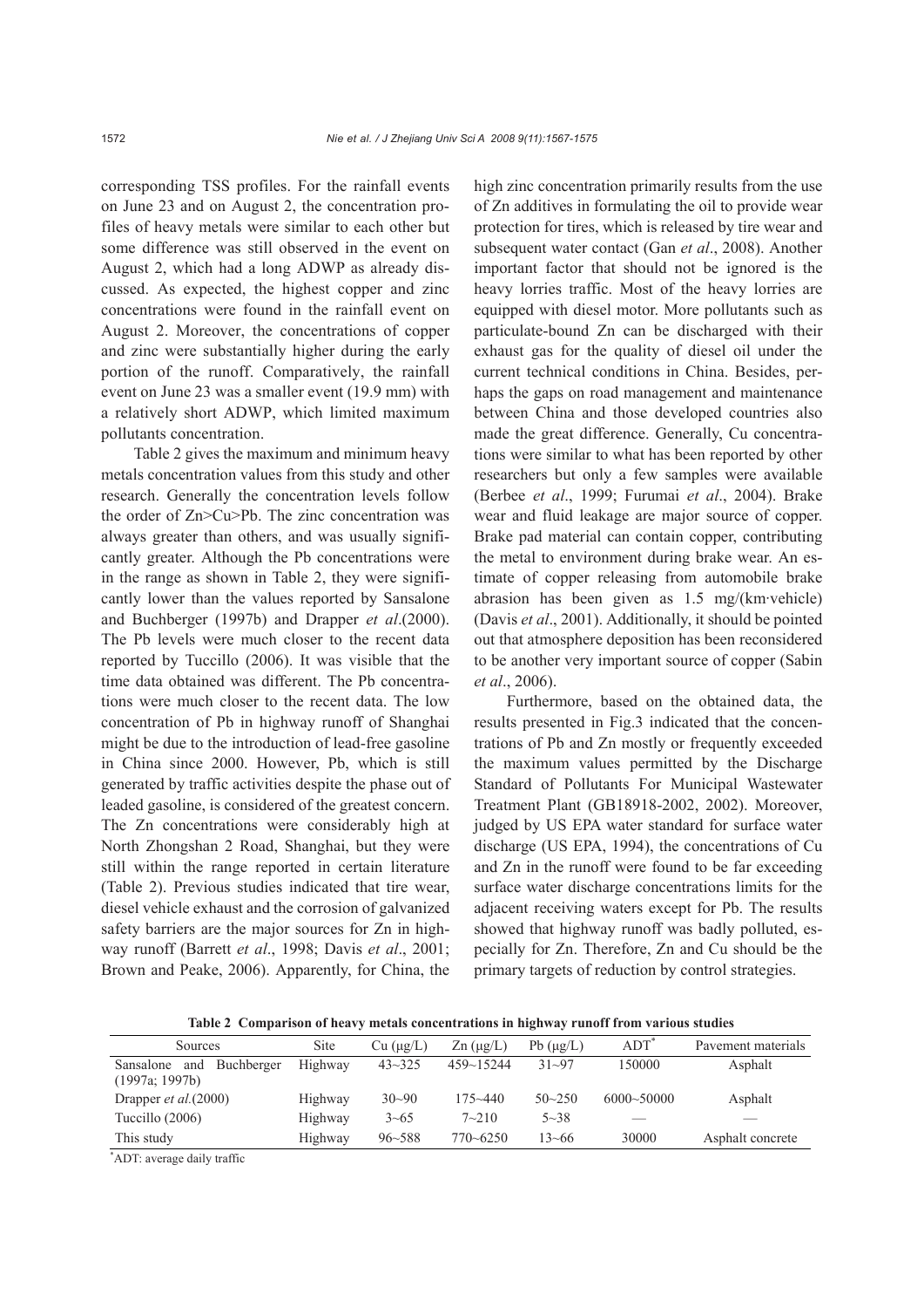corresponding TSS profiles. For the rainfall events on June 23 and on August 2, the concentration profiles of heavy metals were similar to each other but some difference was still observed in the event on August 2, which had a long ADWP as already discussed. As expected, the highest copper and zinc concentrations were found in the rainfall event on August 2. Moreover, the concentrations of copper and zinc were substantially higher during the early portion of the runoff. Comparatively, the rainfall event on June 23 was a smaller event (19.9 mm) with a relatively short ADWP, which limited maximum pollutants concentration.

Table 2 gives the maximum and minimum heavy metals concentration values from this study and other research. Generally the concentration levels follow the order of Zn>Cu>Pb. The zinc concentration was always greater than others, and was usually significantly greater. Although the Pb concentrations were in the range as shown in Table 2, they were significantly lower than the values reported by Sansalone and Buchberger (1997b) and Drapper *et al*.(2000). The Pb levels were much closer to the recent data reported by Tuccillo (2006). It was visible that the time data obtained was different. The Pb concentrations were much closer to the recent data. The low concentration of Pb in highway runoff of Shanghai might be due to the introduction of lead-free gasoline in China since 2000. However, Pb, which is still generated by traffic activities despite the phase out of leaded gasoline, is considered of the greatest concern. The Zn concentrations were considerably high at North Zhongshan 2 Road, Shanghai, but they were still within the range reported in certain literature (Table 2). Previous studies indicated that tire wear, diesel vehicle exhaust and the corrosion of galvanized safety barriers are the major sources for Zn in highway runoff (Barrett *et al*., 1998; Davis *et al*., 2001; Brown and Peake, 2006). Apparently, for China, the high zinc concentration primarily results from the use of Zn additives in formulating the oil to provide wear protection for tires, which is released by tire wear and subsequent water contact (Gan *et al*., 2008). Another important factor that should not be ignored is the heavy lorries traffic. Most of the heavy lorries are equipped with diesel motor. More pollutants such as particulate-bound Zn can be discharged with their exhaust gas for the quality of diesel oil under the current technical conditions in China. Besides, perhaps the gaps on road management and maintenance between China and those developed countries also made the great difference. Generally, Cu concentrations were similar to what has been reported by other researchers but only a few samples were available (Berbee *et al*., 1999; Furumai *et al*., 2004). Brake wear and fluid leakage are major source of copper. Brake pad material can contain copper, contributing the metal to environment during brake wear. An estimate of copper releasing from automobile brake abrasion has been given as 1.5 mg/(km·vehicle) (Davis *et al*., 2001). Additionally, it should be pointed out that atmosphere deposition has been reconsidered to be another very important source of copper (Sabin *et al*., 2006).

Furthermore, based on the obtained data, the results presented in Fig.3 indicated that the concentrations of Pb and Zn mostly or frequently exceeded the maximum values permitted by the Discharge Standard of Pollutants For Municipal Wastewater Treatment Plant (GB18918-2002, 2002). Moreover, judged by US EPA water standard for surface water discharge (US EPA, 1994), the concentrations of Cu and Zn in the runoff were found to be far exceeding surface water discharge concentrations limits for the adjacent receiving waters except for Pb. The results showed that highway runoff was badly polluted, especially for Zn. Therefore, Zn and Cu should be the primary targets of reduction by control strategies.

**Table 2 Comparison of heavy metals concentrations in highway runoff from various studies**

| Sources | Site | Cu (μg/L) | Zn (μg/L) | Pb (μg/L) | ADT* | Pavement materials |
|---|---|---|---|---|---|---|
| Sansalone and Buchberger (1997a; 1997b) | Highway | 43~325 | 459~15244 | 31~97 | 150000 | Asphalt |
| Drapper *et al.*(2000) | Highway | 30~90 | 175~440 | 50~250 | 6000~50000 | Asphalt |
| Tuccillo (2006) | Highway | 3~65 | 7~210 | 5~38 | — | — |
| This study | Highway | 96~588 | 770~6250 | 13~66 | 30000 | Asphalt concrete |

*ADT: average daily traffic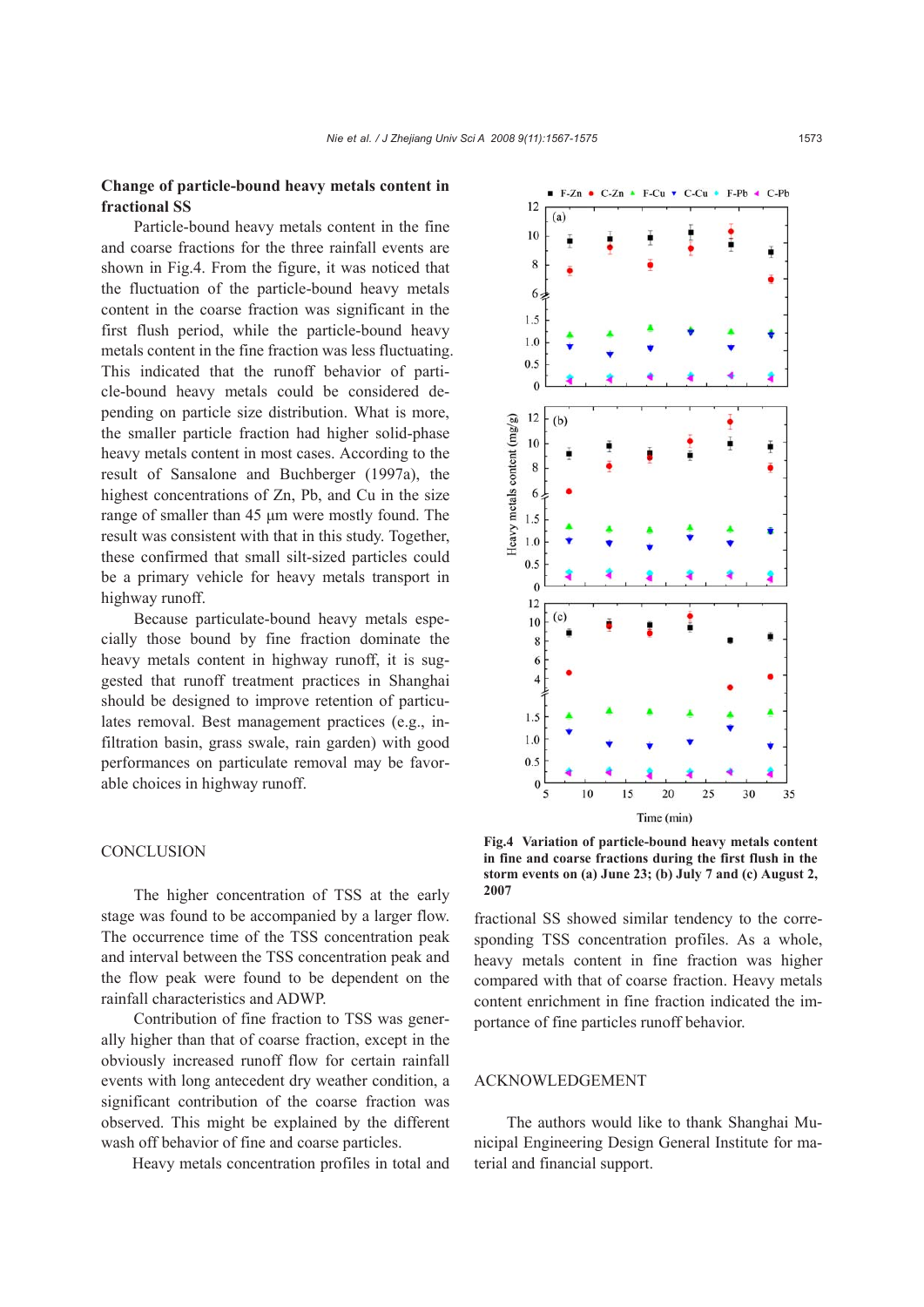**Change of particle-bound heavy metals content in fractional SS**

Particle-bound heavy metals content in the fine and coarse fractions for the three rainfall events are shown in Fig.4. From the figure, it was noticed that the fluctuation of the particle-bound heavy metals content in the coarse fraction was significant in the first flush period, while the particle-bound heavy metals content in the fine fraction was less fluctuating. This indicated that the runoff behavior of particle-bound heavy metals could be considered depending on particle size distribution. What is more, the smaller particle fraction had higher solid-phase heavy metals content in most cases. According to the result of Sansalone and Buchberger (1997a), the highest concentrations of Zn, Pb, and Cu in the size range of smaller than 45 μm were mostly found. The result was consistent with that in this study. Together, these confirmed that small silt-sized particles could be a primary vehicle for heavy metals transport in highway runoff.

Because particulate-bound heavy metals especially those bound by fine fraction dominate the heavy metals content in highway runoff, it is suggested that runoff treatment practices in Shanghai should be designed to improve retention of particulates removal. Best management practices (e.g., infiltration basin, grass swale, rain garden) with good performances on particulate removal may be favorable choices in highway runoff.

**Fig.4 Variation of particle-bound heavy metals content in fine and coarse fractions during the first flush in the storm events on (a) June 23; (b) July 7 and (c) August 2, 2007**

## CONCLUSION

The higher concentration of TSS at the early stage was found to be accompanied by a larger flow. The occurrence time of the TSS concentration peak and interval between the TSS concentration peak and the flow peak were found to be dependent on the rainfall characteristics and ADWP.

Contribution of fine fraction to TSS was generally higher than that of coarse fraction, except in the obviously increased runoff flow for certain rainfall events with long antecedent dry weather condition, a significant contribution of the coarse fraction was observed. This might be explained by the different wash off behavior of fine and coarse particles.

Heavy metals concentration profiles in total and fractional SS showed similar tendency to the corresponding TSS concentration profiles. As a whole, heavy metals content in fine fraction was higher compared with that of coarse fraction. Heavy metals content enrichment in fine fraction indicated the importance of fine particles runoff behavior.

## ACKNOWLEDGEMENT

The authors would like to thank Shanghai Municipal Engineering Design General Institute for material and financial support.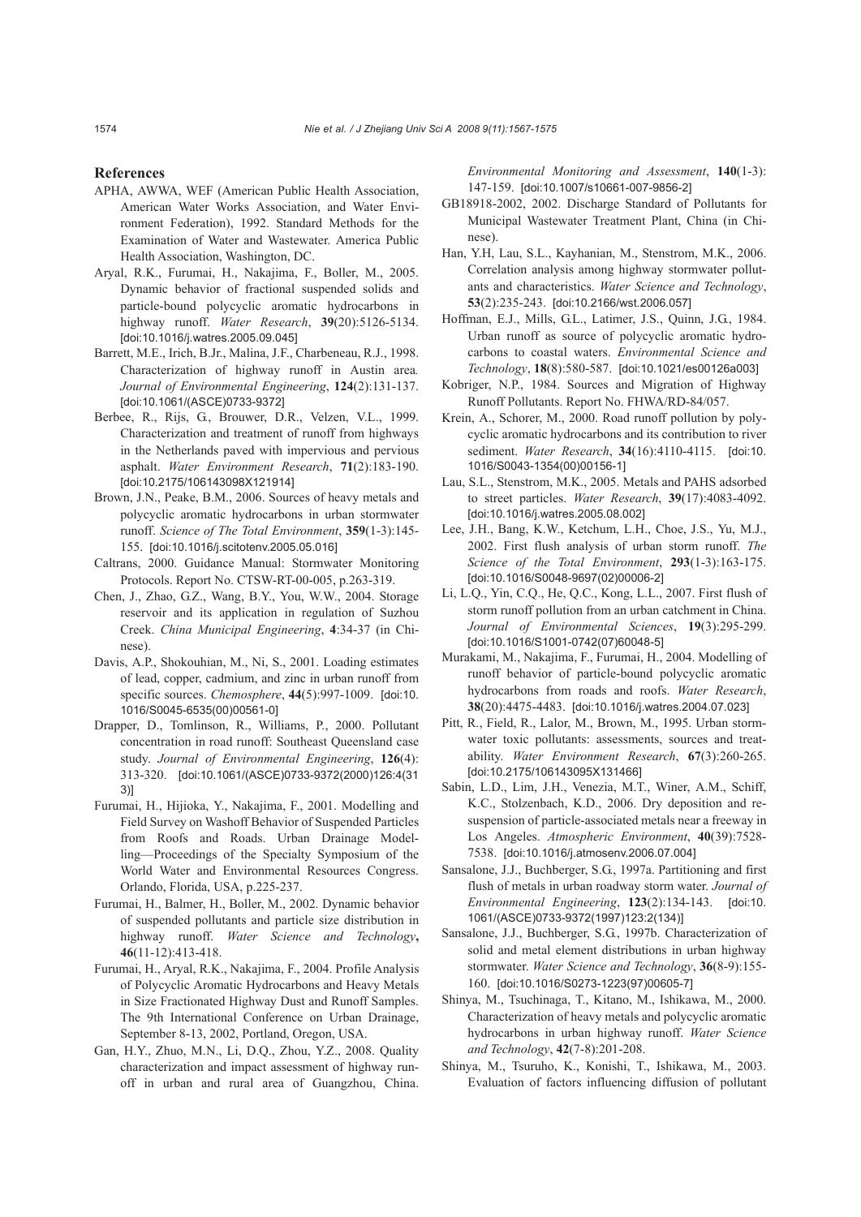## References

APHA, AWWA, WEF (American Public Health Association, American Water Works Association, and Water Environment Federation), 1992. Standard Methods for the Examination of Water and Wastewater. America Public Health Association, Washington, DC.

Aryal, R.K., Furumai, H., Nakajima, F., Boller, M., 2005. Dynamic behavior of fractional suspended solids and particle-bound polycyclic aromatic hydrocarbons in highway runoff. *Water Research*, **39**(20):5126-5134. [doi:10.1016/j.watres.2005.09.045]

Barrett, M.E., Irich, B.Jr., Malina, J.F., Charbeneau, R.J., 1998. Characterization of highway runoff in Austin area. *Journal of Environmental Engineering*, **124**(2):131-137. [doi:10.1061/(ASCE)0733-9372]

Berbee, R., Rijs, G., Brouwer, D.R., Velzen, V.L., 1999. Characterization and treatment of runoff from highways in the Netherlands paved with impervious and pervious asphalt. *Water Environment Research*, **71**(2):183-190. [doi:10.2175/106143098X121914]

Brown, J.N., Peake, B.M., 2006. Sources of heavy metals and polycyclic aromatic hydrocarbons in urban stormwater runoff. *Science of The Total Environment*, **359**(1-3):145-155. [doi:10.1016/j.scitotenv.2005.05.016]

Caltrans, 2000. Guidance Manual: Stormwater Monitoring Protocols. Report No. CTSW-RT-00-005, p.263-319.

Chen, J., Zhao, G.Z., Wang, B.Y., You, W.W., 2004. Storage reservoir and its application in regulation of Suzhou Creek. *China Municipal Engineering*, **4**:34-37 (in Chinese).

Davis, A.P., Shokouhian, M., Ni, S., 2001. Loading estimates of lead, copper, cadmium, and zinc in urban runoff from specific sources. *Chemosphere*, **44**(5):997-1009. [doi:10.1016/S0045-6535(00)00561-0]

Drapper, D., Tomlinson, R., Williams, P., 2000. Pollutant concentration in road runoff: Southeast Queensland case study. *Journal of Environmental Engineering*, **126**(4):313-320. [doi:10.1061/(ASCE)0733-9372(2000)126:4(313)]

Furumai, H., Hijioka, Y., Nakajima, F., 2001. Modelling and Field Survey on Washoff Behavior of Suspended Particles from Roofs and Roads. Urban Drainage Modelling—Proceedings of the Specialty Symposium of the World Water and Environmental Resources Congress. Orlando, Florida, USA, p.225-237.

Furumai, H., Balmer, H., Boller, M., 2002. Dynamic behavior of suspended pollutants and particle size distribution in highway runoff. *Water Science and Technology*, **46**(11-12):413-418.

Furumai, H., Aryal, R.K., Nakajima, F., 2004. Profile Analysis of Polycyclic Aromatic Hydrocarbons and Heavy Metals in Size Fractionated Highway Dust and Runoff Samples. The 9th International Conference on Urban Drainage, September 8-13, 2002, Portland, Oregon, USA.

Gan, H.Y., Zhuo, M.N., Li, D.Q., Zhou, Y.Z., 2008. Quality characterization and impact assessment of highway runoff in urban and rural area of Guangzhou, China. *Environmental Monitoring and Assessment*, **140**(1-3):147-159. [doi:10.1007/s10661-007-9856-2]

GB18918-2002, 2002. Discharge Standard of Pollutants for Municipal Wastewater Treatment Plant, China (in Chinese).

Han, Y.H, Lau, S.L., Kayhanian, M., Stenstrom, M.K., 2006. Correlation analysis among highway stormwater pollutants and characteristics. *Water Science and Technology*, **53**(2):235-243. [doi:10.2166/wst.2006.057]

Hoffman, E.J., Mills, G.L., Latimer, J.S., Quinn, J.G., 1984. Urban runoff as source of polycyclic aromatic hydrocarbons to coastal waters. *Environmental Science and Technology*, **18**(8):580-587. [doi:10.1021/es00126a003]

Kobriger, N.P., 1984. Sources and Migration of Highway Runoff Pollutants. Report No. FHWA/RD-84/057.

Krein, A., Schorer, M., 2000. Road runoff pollution by polycyclic aromatic hydrocarbons and its contribution to river sediment. *Water Research*, **34**(16):4110-4115. [doi:10.1016/S0043-1354(00)00156-1]

Lau, S.L., Stenstrom, M.K., 2005. Metals and PAHS adsorbed to street particles. *Water Research*, **39**(17):4083-4092. [doi:10.1016/j.watres.2005.08.002]

Lee, J.H., Bang, K.W., Ketchum, L.H., Choe, J.S., Yu, M.J., 2002. First flush analysis of urban storm runoff. *The Science of the Total Environment*, **293**(1-3):163-175. [doi:10.1016/S0048-9697(02)00006-2]

Li, L.Q., Yin, C.Q., He, Q.C., Kong, L.L., 2007. First flush of storm runoff pollution from an urban catchment in China. *Journal of Environmental Sciences*, **19**(3):295-299. [doi:10.1016/S1001-0742(07)60048-5]

Murakami, M., Nakajima, F., Furumai, H., 2004. Modelling of runoff behavior of particle-bound polycyclic aromatic hydrocarbons from roads and roofs. *Water Research*, **38**(20):4475-4483. [doi:10.1016/j.watres.2004.07.023]

Pitt, R., Field, R., Lalor, M., Brown, M., 1995. Urban stormwater toxic pollutants: assessments, sources and treatability. *Water Environment Research*, **67**(3):260-265. [doi:10.2175/106143095X131466]

Sabin, L.D., Lim, J.H., Venezia, M.T., Winer, A.M., Schiff, K.C., Stolzenbach, K.D., 2006. Dry deposition and resuspension of particle-associated metals near a freeway in Los Angeles. *Atmospheric Environment*, **40**(39):7528-7538. [doi:10.1016/j.atmosenv.2006.07.004]

Sansalone, J.J., Buchberger, S.G., 1997a. Partitioning and first flush of metals in urban roadway storm water. *Journal of Environmental Engineering*, **123**(2):134-143. [doi:10.1061/(ASCE)0733-9372(1997)123:2(134)]

Sansalone, J.J., Buchberger, S.G., 1997b. Characterization of solid and metal element distributions in urban highway stormwater. *Water Science and Technology*, **36**(8-9):155-160. [doi:10.1016/S0273-1223(97)00605-7]

Shinya, M., Tsuchinaga, T., Kitano, M., Ishikawa, M., 2000. Characterization of heavy metals and polycyclic aromatic hydrocarbons in urban highway runoff. *Water Science and Technology*, **42**(7-8):201-208.

Shinya, M., Tsuruho, K., Konishi, T., Ishikawa, M., 2003. Evaluation of factors influencing diffusion of pollutant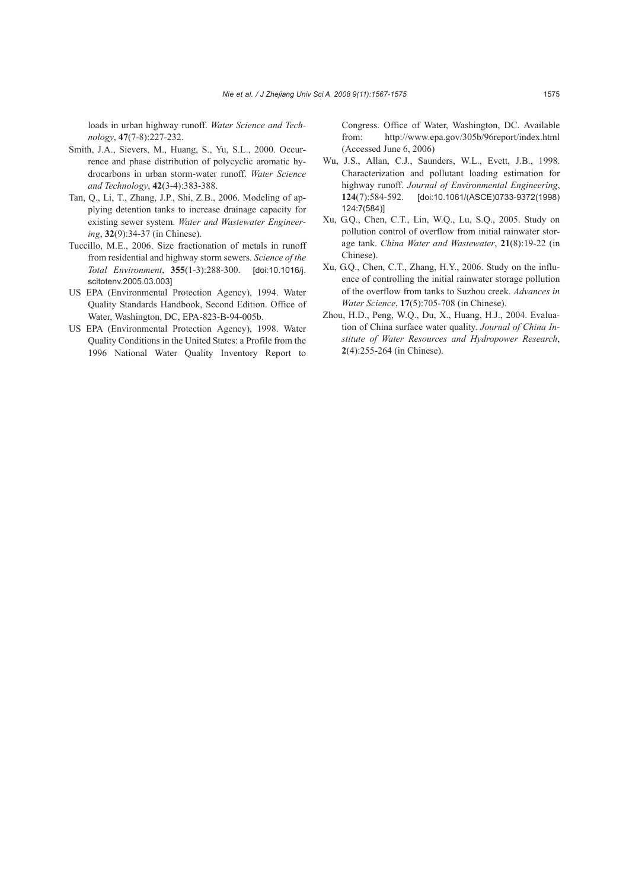loads in urban highway runoff. *Water Science and Technology*, **47**(7-8):227-232.

Smith, J.A., Sievers, M., Huang, S., Yu, S.L., 2000. Occurrence and phase distribution of polycyclic aromatic hydrocarbons in urban storm-water runoff. *Water Science and Technology*, **42**(3-4):383-388.

Tan, Q., Li, T., Zhang, J.P., Shi, Z.B., 2006. Modeling of applying detention tanks to increase drainage capacity for existing sewer system. *Water and Wastewater Engineering*, **32**(9):34-37 (in Chinese).

Tuccillo, M.E., 2006. Size fractionation of metals in runoff from residential and highway storm sewers. *Science of the Total Environment*, **355**(1-3):288-300. [doi:10.1016/j.scitotenv.2005.03.003]

US EPA (Environmental Protection Agency), 1994. Water Quality Standards Handbook, Second Edition. Office of Water, Washington, DC, EPA-823-B-94-005b.

US EPA (Environmental Protection Agency), 1998. Water Quality Conditions in the United States: a Profile from the 1996 National Water Quality Inventory Report to Congress. Office of Water, Washington, DC. Available from: http://www.epa.gov/305b/96report/index.html (Accessed June 6, 2006)

Wu, J.S., Allan, C.J., Saunders, W.L., Evett, J.B., 1998. Characterization and pollutant loading estimation for highway runoff. *Journal of Environmental Engineering*, **124**(7):584-592. [doi:10.1061/(ASCE)0733-9372(1998)124:7(584)]

Xu, G.Q., Chen, C.T., Lin, W.Q., Lu, S.Q., 2005. Study on pollution control of overflow from initial rainwater storage tank. *China Water and Wastewater*, **21**(8):19-22 (in Chinese).

Xu, G.Q., Chen, C.T., Zhang, H.Y., 2006. Study on the influence of controlling the initial rainwater storage pollution of the overflow from tanks to Suzhou creek. *Advances in Water Science*, **17**(5):705-708 (in Chinese).

Zhou, H.D., Peng, W.Q., Du, X., Huang, H.J., 2004. Evaluation of China surface water quality. *Journal of China Institute of Water Resources and Hydropower Research*, **2**(4):255-264 (in Chinese).